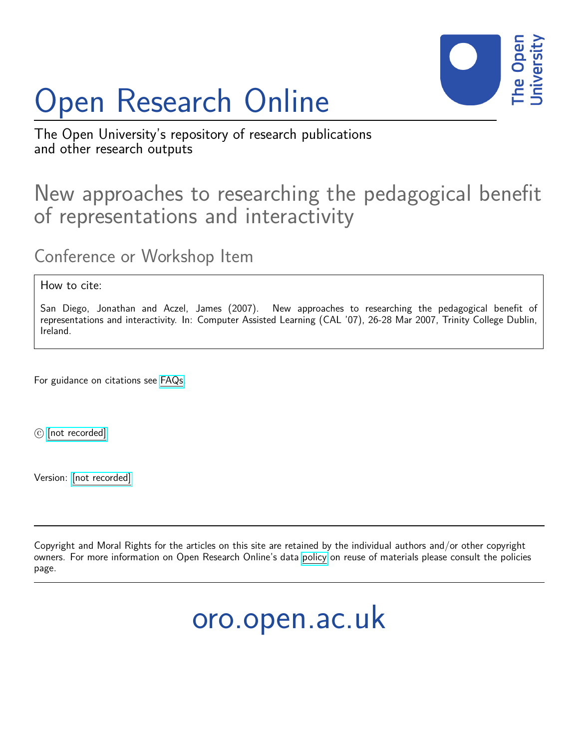# Open Research Online

The Open University's repository of research publications and other research outputs

## New approaches to researching the pedagogical benefit of representations and interactivity

### Conference or Workshop Item

How to cite:

San Diego, Jonathan and Aczel, James (2007). New approaches to researching the pedagogical benefit of representations and interactivity. In: Computer Assisted Learning (CAL '07), 26-28 Mar 2007, Trinity College Dublin, Ireland.

For guidance on citations see FAQs.

© [not recorded]

Version: [not recorded]

Copyright and Moral Rights for the articles on this site are retained by the individual authors and/or other copyright owners. For more information on Open Research Online's data policy on reuse of materials please consult the policies page.

oro.open.ac.uk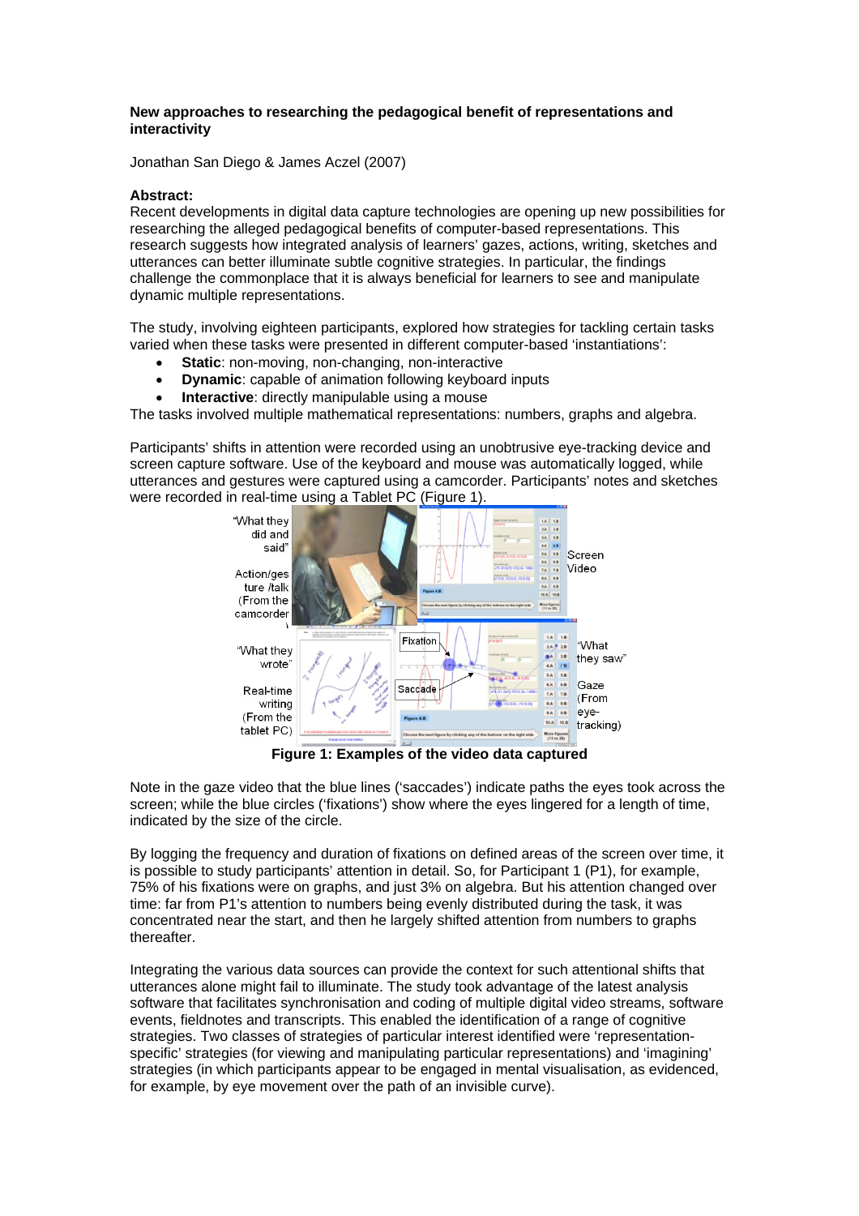**New approaches to researching the pedagogical benefit of representations and interactivity**

Jonathan San Diego & James Aczel (2007)

**Abstract:**

Recent developments in digital data capture technologies are opening up new possibilities for researching the alleged pedagogical benefits of computer-based representations. This research suggests how integrated analysis of learners' gazes, actions, writing, sketches and utterances can better illuminate subtle cognitive strategies. In particular, the findings challenge the commonplace that it is always beneficial for learners to see and manipulate dynamic multiple representations.

The study, involving eighteen participants, explored how strategies for tackling certain tasks varied when these tasks were presented in different computer-based 'instantiations':

- **Static**: non-moving, non-changing, non-interactive
- **Dynamic**: capable of animation following keyboard inputs
- **Interactive**: directly manipulable using a mouse

The tasks involved multiple mathematical representations: numbers, graphs and algebra.

Participants' shifts in attention were recorded using an unobtrusive eye-tracking device and screen capture software. Use of the keyboard and mouse was automatically logged, while utterances and gestures were captured using a camcorder. Participants' notes and sketches were recorded in real-time using a Tablet PC (Figure 1).

**Figure 1: Examples of the video data captured**

Note in the gaze video that the blue lines ('saccades') indicate paths the eyes took across the screen; while the blue circles ('fixations') show where the eyes lingered for a length of time, indicated by the size of the circle.

By logging the frequency and duration of fixations on defined areas of the screen over time, it is possible to study participants' attention in detail. So, for Participant 1 (P1), for example, 75% of his fixations were on graphs, and just 3% on algebra. But his attention changed over time: far from P1's attention to numbers being evenly distributed during the task, it was concentrated near the start, and then he largely shifted attention from numbers to graphs thereafter.

Integrating the various data sources can provide the context for such attentional shifts that utterances alone might fail to illuminate. The study took advantage of the latest analysis software that facilitates synchronisation and coding of multiple digital video streams, software events, fieldnotes and transcripts. This enabled the identification of a range of cognitive strategies. Two classes of strategies of particular interest identified were 'representation-specific' strategies (for viewing and manipulating particular representations) and 'imagining' strategies (in which participants appear to be engaged in mental visualisation, as evidenced, for example, by eye movement over the path of an invisible curve).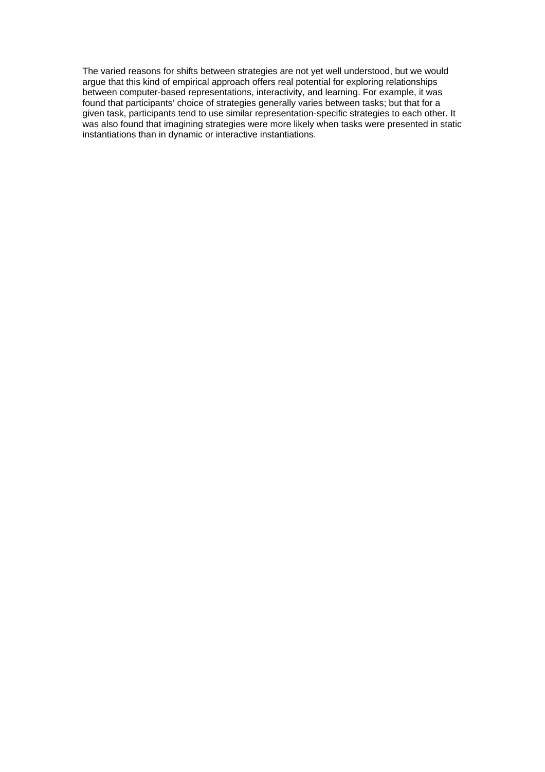The varied reasons for shifts between strategies are not yet well understood, but we would argue that this kind of empirical approach offers real potential for exploring relationships between computer-based representations, interactivity, and learning. For example, it was found that participants' choice of strategies generally varies between tasks; but that for a given task, participants tend to use similar representation-specific strategies to each other. It was also found that imagining strategies were more likely when tasks were presented in static instantiations than in dynamic or interactive instantiations.